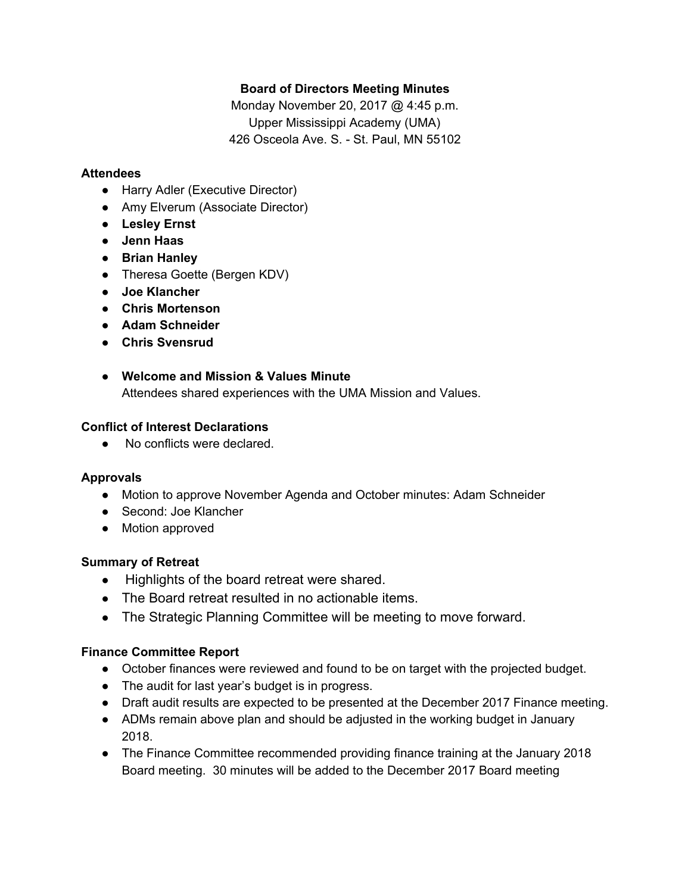**Board of Directors Meeting Minutes**

Monday November 20, 2017 @ 4:45 p.m.
Upper Mississippi Academy (UMA)
426 Osceola Ave. S. - St. Paul, MN 55102

**Attendees**

- Harry Adler (Executive Director)
- Amy Elverum (Associate Director)
- **Lesley Ernst**
- **Jenn Haas**
- **Brian Hanley**
- Theresa Goette (Bergen KDV)
- **Joe Klancher**
- **Chris Mortenson**
- **Adam Schneider**
- **Chris Svensrud**

- **Welcome and Mission & Values Minute**
  Attendees shared experiences with the UMA Mission and Values.

**Conflict of Interest Declarations**

- No conflicts were declared.

**Approvals**

- Motion to approve November Agenda and October minutes: Adam Schneider
- Second: Joe Klancher
- Motion approved

**Summary of Retreat**

- Highlights of the board retreat were shared.
- The Board retreat resulted in no actionable items.
- The Strategic Planning Committee will be meeting to move forward.

**Finance Committee Report**

- October finances were reviewed and found to be on target with the projected budget.
- The audit for last year's budget is in progress.
- Draft audit results are expected to be presented at the December 2017 Finance meeting.
- ADMs remain above plan and should be adjusted in the working budget in January 2018.
- The Finance Committee recommended providing finance training at the January 2018 Board meeting. 30 minutes will be added to the December 2017 Board meeting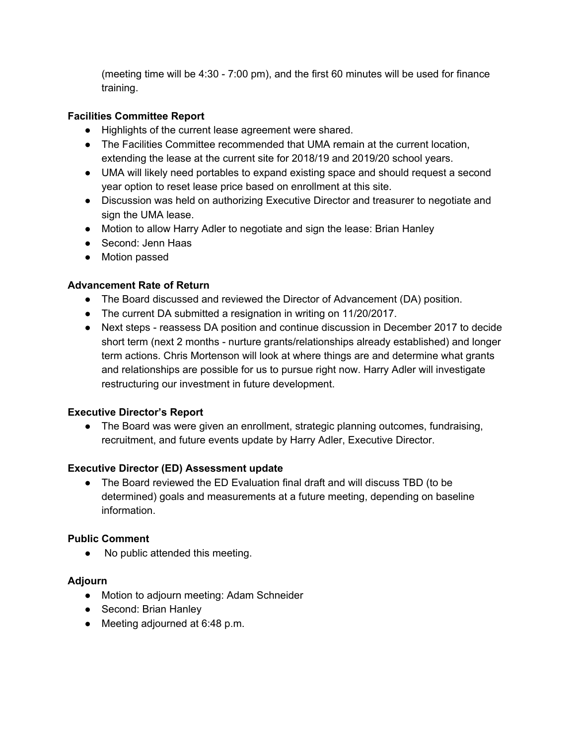(meeting time will be 4:30 - 7:00 pm), and the first 60 minutes will be used for finance training.

**Facilities Committee Report**

- Highlights of the current lease agreement were shared.
- The Facilities Committee recommended that UMA remain at the current location, extending the lease at the current site for 2018/19 and 2019/20 school years.
- UMA will likely need portables to expand existing space and should request a second year option to reset lease price based on enrollment at this site.
- Discussion was held on authorizing Executive Director and treasurer to negotiate and sign the UMA lease.
- Motion to allow Harry Adler to negotiate and sign the lease: Brian Hanley
- Second: Jenn Haas
- Motion passed

**Advancement Rate of Return**

- The Board discussed and reviewed the Director of Advancement (DA) position.
- The current DA submitted a resignation in writing on 11/20/2017.
- Next steps - reassess DA position and continue discussion in December 2017 to decide short term (next 2 months - nurture grants/relationships already established) and longer term actions. Chris Mortenson will look at where things are and determine what grants and relationships are possible for us to pursue right now. Harry Adler will investigate restructuring our investment in future development.

**Executive Director's Report**

- The Board was were given an enrollment, strategic planning outcomes, fundraising, recruitment, and future events update by Harry Adler, Executive Director.

**Executive Director (ED) Assessment update**

- The Board reviewed the ED Evaluation final draft and will discuss TBD (to be determined) goals and measurements at a future meeting, depending on baseline information.

**Public Comment**

- No public attended this meeting.

**Adjourn**

- Motion to adjourn meeting: Adam Schneider
- Second: Brian Hanley
- Meeting adjourned at 6:48 p.m.